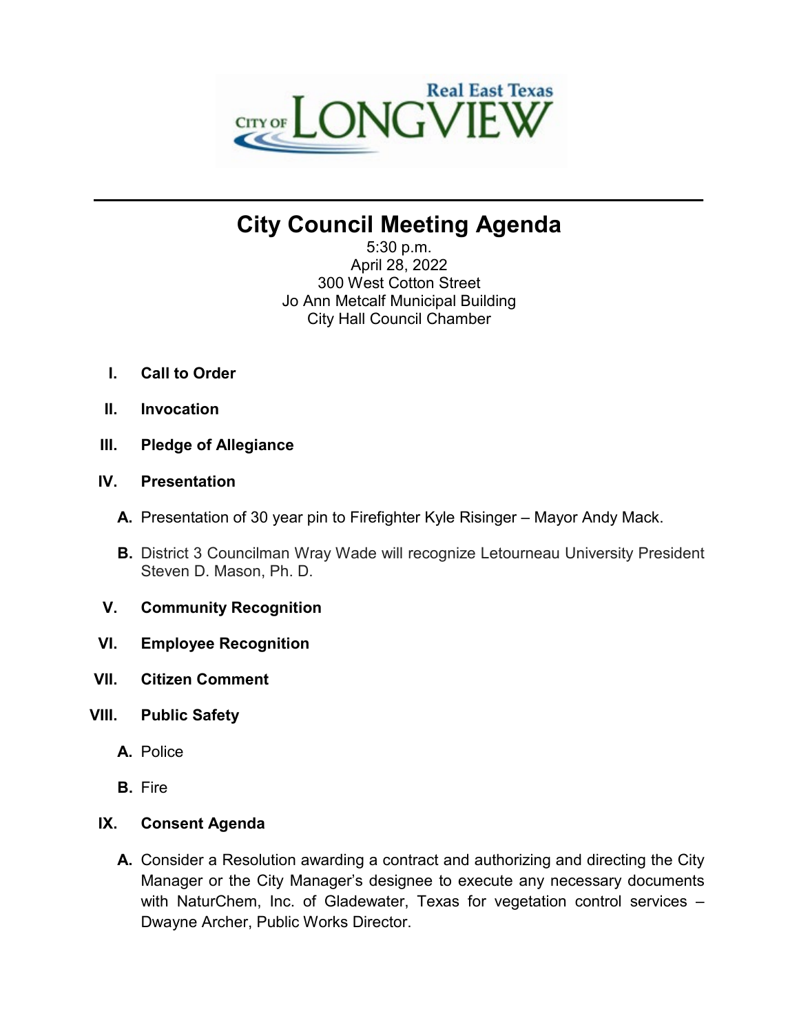# City Council Meeting Agenda

5:30 p.m.
April 28, 2022
300 West Cotton Street
Jo Ann Metcalf Municipal Building
City Hall Council Chamber

**I. Call to Order**

**II. Invocation**

**III. Pledge of Allegiance**

**IV. Presentation**

**A.** Presentation of 30 year pin to Firefighter Kyle Risinger – Mayor Andy Mack.

**B.** District 3 Councilman Wray Wade will recognize Letourneau University President Steven D. Mason, Ph. D.

**V. Community Recognition**

**VI. Employee Recognition**

**VII. Citizen Comment**

**VIII. Public Safety**

**A.** Police

**B.** Fire

**IX. Consent Agenda**

**A.** Consider a Resolution awarding a contract and authorizing and directing the City Manager or the City Manager's designee to execute any necessary documents with NaturChem, Inc. of Gladewater, Texas for vegetation control services – Dwayne Archer, Public Works Director.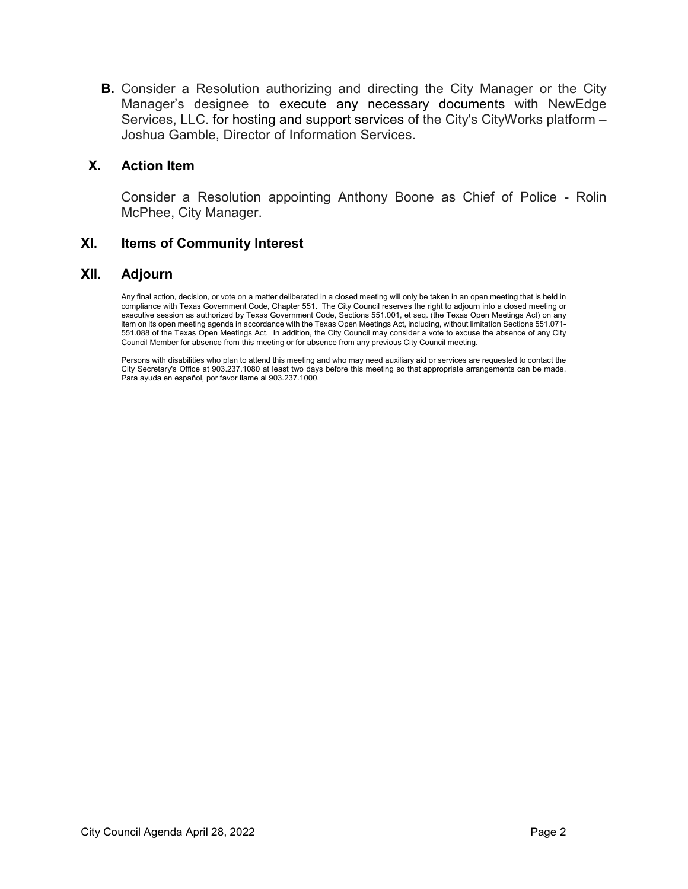**B.** Consider a Resolution authorizing and directing the City Manager or the City Manager's designee to execute any necessary documents with NewEdge Services, LLC. for hosting and support services of the City's CityWorks platform – Joshua Gamble, Director of Information Services.

## X. Action Item

Consider a Resolution appointing Anthony Boone as Chief of Police - Rolin McPhee, City Manager.

## XI. Items of Community Interest

## XII. Adjourn

Any final action, decision, or vote on a matter deliberated in a closed meeting will only be taken in an open meeting that is held in compliance with Texas Government Code, Chapter 551. The City Council reserves the right to adjourn into a closed meeting or executive session as authorized by Texas Government Code, Sections 551.001, et seq. (the Texas Open Meetings Act) on any item on its open meeting agenda in accordance with the Texas Open Meetings Act, including, without limitation Sections 551.071-551.088 of the Texas Open Meetings Act. In addition, the City Council may consider a vote to excuse the absence of any City Council Member for absence from this meeting or for absence from any previous City Council meeting.

Persons with disabilities who plan to attend this meeting and who may need auxiliary aid or services are requested to contact the City Secretary's Office at 903.237.1080 at least two days before this meeting so that appropriate arrangements can be made. Para ayuda en español, por favor llame al 903.237.1000.